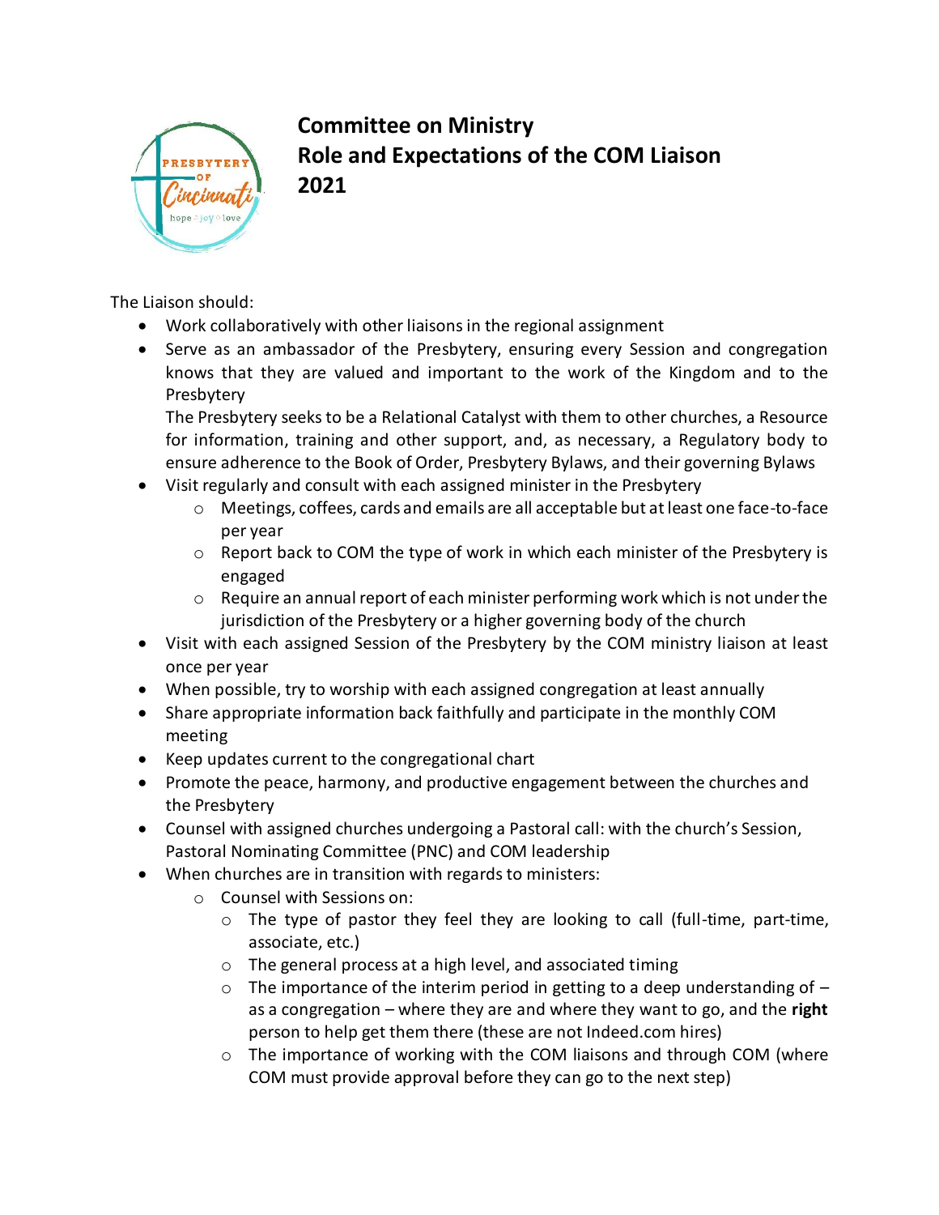# Committee on Ministry
# Role and Expectations of the COM Liaison
# 2021

The Liaison should:

- Work collaboratively with other liaisons in the regional assignment
- Serve as an ambassador of the Presbytery, ensuring every Session and congregation knows that they are valued and important to the work of the Kingdom and to the Presbytery
  The Presbytery seeks to be a Relational Catalyst with them to other churches, a Resource for information, training and other support, and, as necessary, a Regulatory body to ensure adherence to the Book of Order, Presbytery Bylaws, and their governing Bylaws
- Visit regularly and consult with each assigned minister in the Presbytery
  - Meetings, coffees, cards and emails are all acceptable but at least one face-to-face per year
  - Report back to COM the type of work in which each minister of the Presbytery is engaged
  - Require an annual report of each minister performing work which is not under the jurisdiction of the Presbytery or a higher governing body of the church
- Visit with each assigned Session of the Presbytery by the COM ministry liaison at least once per year
- When possible, try to worship with each assigned congregation at least annually
- Share appropriate information back faithfully and participate in the monthly COM meeting
- Keep updates current to the congregational chart
- Promote the peace, harmony, and productive engagement between the churches and the Presbytery
- Counsel with assigned churches undergoing a Pastoral call: with the church's Session, Pastoral Nominating Committee (PNC) and COM leadership
- When churches are in transition with regards to ministers:
  - Counsel with Sessions on:
    - The type of pastor they feel they are looking to call (full-time, part-time, associate, etc.)
    - The general process at a high level, and associated timing
    - The importance of the interim period in getting to a deep understanding of – as a congregation – where they are and where they want to go, and the **right** person to help get them there (these are not Indeed.com hires)
    - The importance of working with the COM liaisons and through COM (where COM must provide approval before they can go to the next step)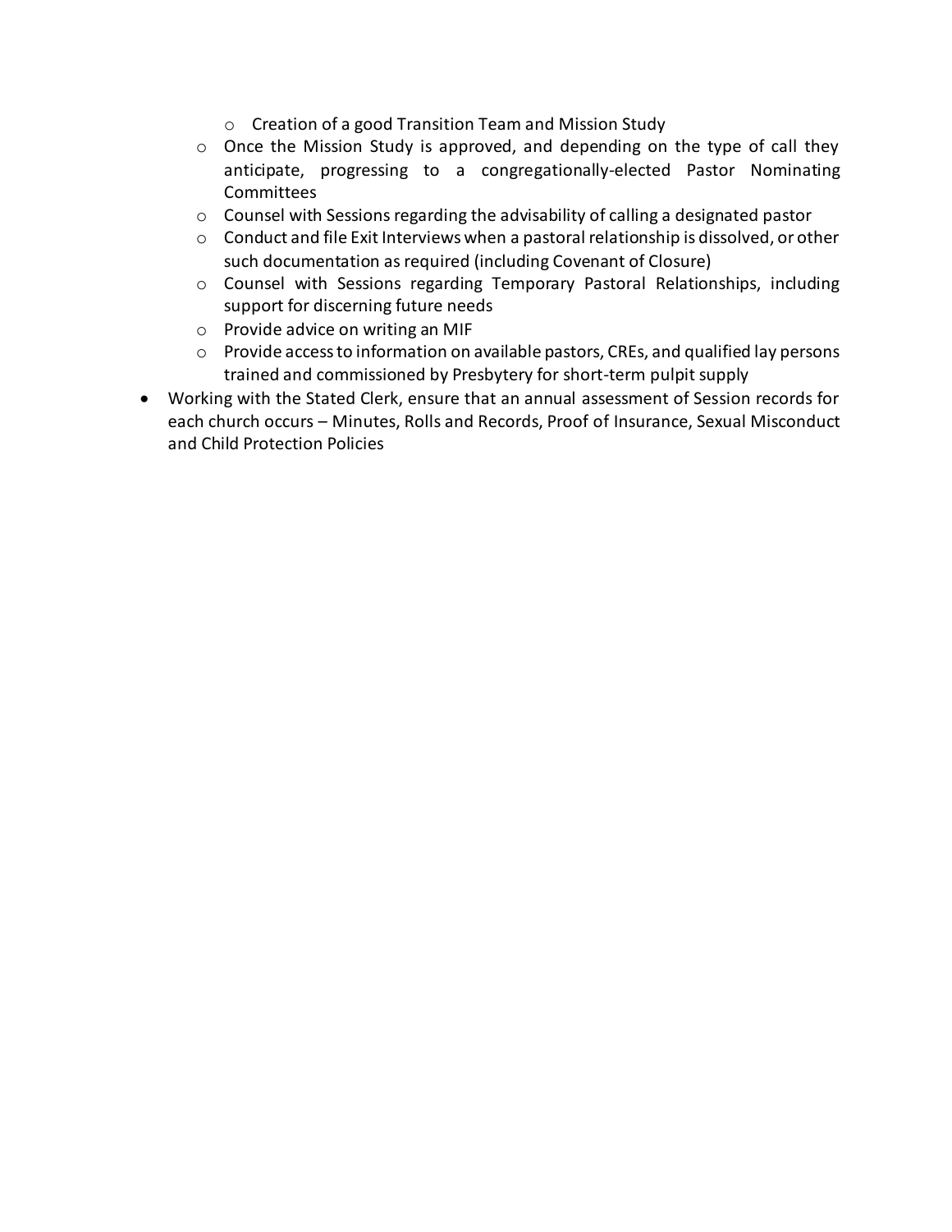- Creation of a good Transition Team and Mission Study
  - Once the Mission Study is approved, and depending on the type of call they anticipate, progressing to a congregationally-elected Pastor Nominating Committees
  - Counsel with Sessions regarding the advisability of calling a designated pastor
  - Conduct and file Exit Interviews when a pastoral relationship is dissolved, or other such documentation as required (including Covenant of Closure)
  - Counsel with Sessions regarding Temporary Pastoral Relationships, including support for discerning future needs
  - Provide advice on writing an MIF
  - Provide access to information on available pastors, CREs, and qualified lay persons trained and commissioned by Presbytery for short-term pulpit supply
- Working with the Stated Clerk, ensure that an annual assessment of Session records for each church occurs – Minutes, Rolls and Records, Proof of Insurance, Sexual Misconduct and Child Protection Policies